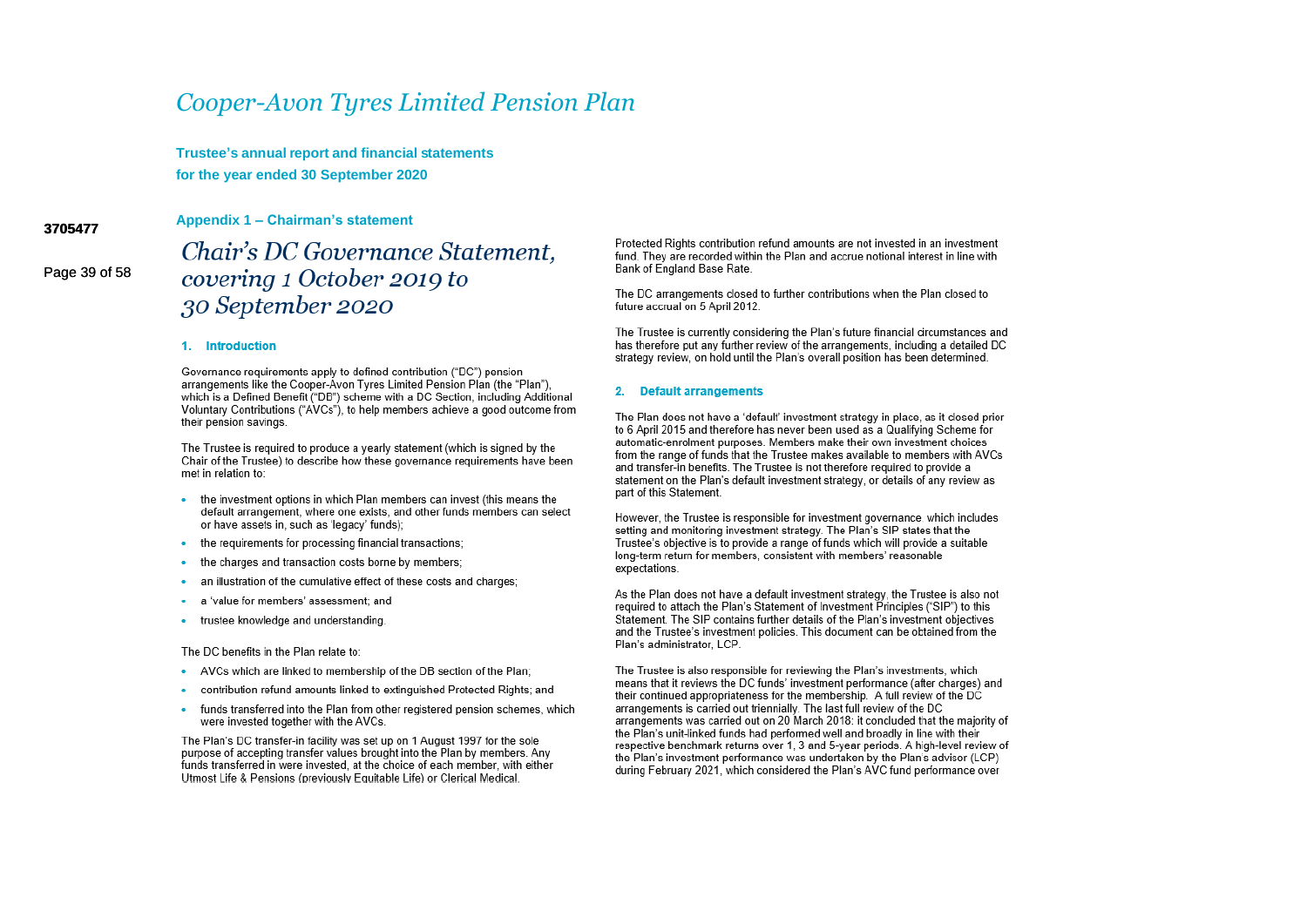# Cooper-Avon Tyres Limited Pension Plan

**Trustee's annual report and financial statements for the year ended 30 September 2020**

**Appendix 1 – Chairman's statement**

# *Chair's DC Governance Statement, covering 1 October 2019 to 30 September 2020*

## 1. Introduction

Governance requirements apply to defined contribution ("DC") pension arrangements like the Cooper-Avon Tyres Limited Pension Plan (the "Plan"), which is a Defined Benefit ("DB") scheme with a DC Section, including Additional Voluntary Contributions ("AVCs"), to help members achieve a good outcome from their pension savings.

The Trustee is required to produce a yearly statement (which is signed by the Chair of the Trustee) to describe how these governance requirements have been met in relation to:

- the investment options in which Plan members can invest (this means the default arrangement, where one exists, and other funds members can select or have assets in, such as 'legacy' funds);
- the requirements for processing financial transactions;
- the charges and transaction costs borne by members;
- an illustration of the cumulative effect of these costs and charges;
- a 'value for members' assessment; and
- trustee knowledge and understanding.

The DC benefits in the Plan relate to:

- AVCs which are linked to membership of the DB section of the Plan;
- contribution refund amounts linked to extinguished Protected Rights; and
- funds transferred into the Plan from other registered pension schemes, which were invested together with the AVCs.

The Plan's DC transfer-in facility was set up on 1 August 1997 for the sole purpose of accepting transfer values brought into the Plan by members. Any funds transferred in were invested, at the choice of each member, with either Utmost Life & Pensions (previously Equitable Life) or Clerical Medical.

Protected Rights contribution refund amounts are not invested in an investment fund. They are recorded within the Plan and accrue notional interest in line with Bank of England Base Rate.

The DC arrangements closed to further contributions when the Plan closed to future accrual on 5 April 2012.

The Trustee is currently considering the Plan's future financial circumstances and has therefore put any further review of the arrangements, including a detailed DC strategy review, on hold until the Plan's overall position has been determined.

## 2. Default arrangements

The Plan does not have a 'default' investment strategy in place, as it closed prior to 6 April 2015 and therefore has never been used as a Qualifying Scheme for automatic-enrolment purposes. Members make their own investment choices from the range of funds that the Trustee makes available to members with AVCs and transfer-in benefits. The Trustee is not therefore required to provide a statement on the Plan's default investment strategy, or details of any review as part of this Statement.

However, the Trustee is responsible for investment governance, which includes setting and monitoring investment strategy. The Plan's SIP states that the Trustee's objective is to provide a range of funds which will provide a suitable long-term return for members, consistent with members' reasonable expectations.

As the Plan does not have a default investment strategy, the Trustee is also not required to attach the Plan's Statement of Investment Principles ("SIP") to this Statement. The SIP contains further details of the Plan's investment objectives and the Trustee's investment policies. This document can be obtained from the Plan's administrator, LCP.

The Trustee is also responsible for reviewing the Plan's investments, which means that it reviews the DC funds' investment performance (after charges) and their continued appropriateness for the membership. A full review of the DC arrangements is carried out triennially. The last full review of the DC arrangements was carried out on 20 March 2018: it concluded that the majority of the Plan's unit-linked funds had performed well and broadly in line with their respective benchmark returns over 1, 3 and 5-year periods. A high-level review of the Plan's investment performance was undertaken by the Plan's advisor (LCP) during February 2021, which considered the Plan's AVC fund performance over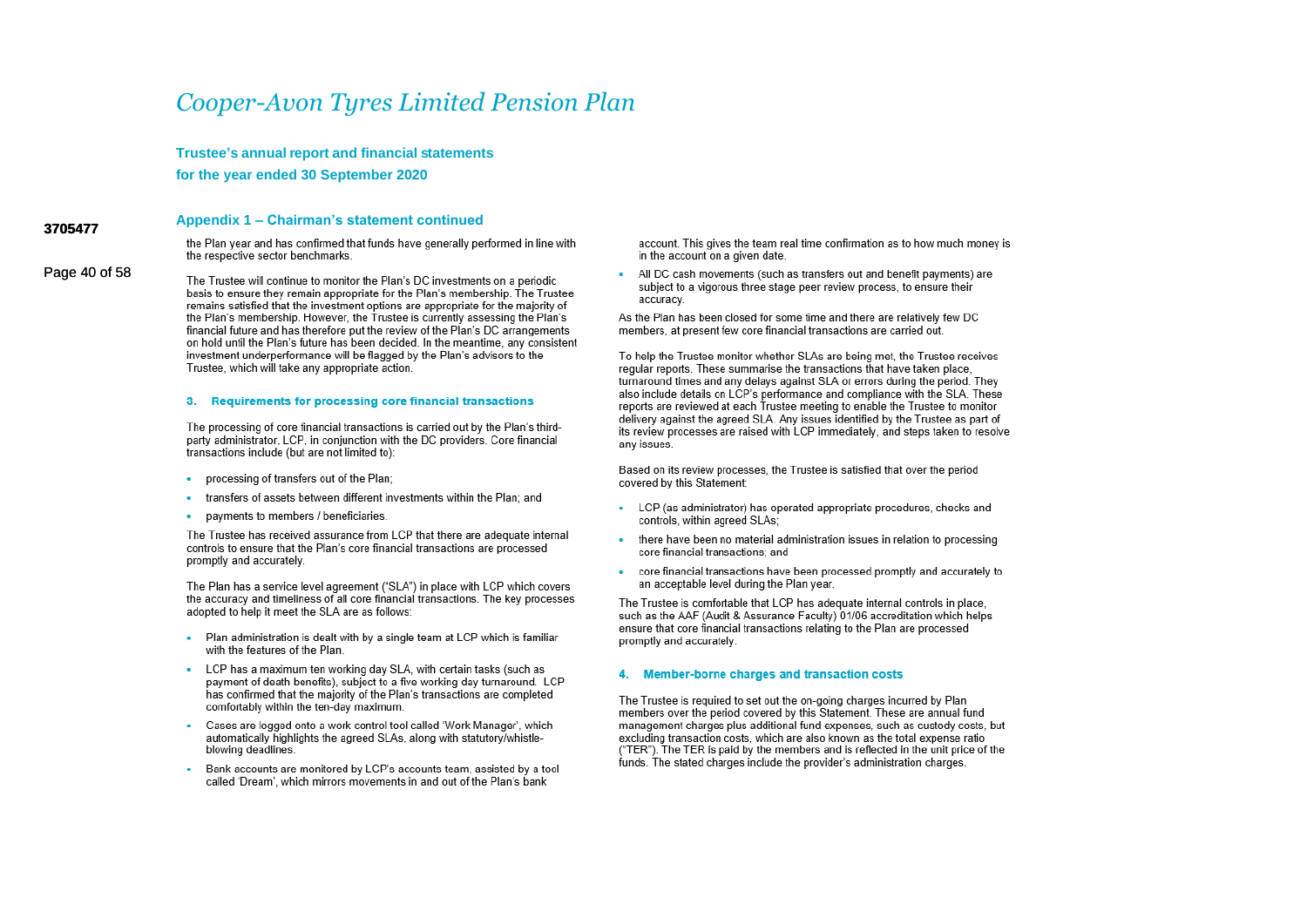## Appendix 1 – Chairman's statement continued

the Plan year and has confirmed that funds have generally performed in line with the respective sector benchmarks.

The Trustee will continue to monitor the Plan's DC investments on a periodic basis to ensure they remain appropriate for the Plan's membership. The Trustee remains satisfied that the investment options are appropriate for the majority of the Plan's membership. However, the Trustee is currently assessing the Plan's financial future and has therefore put the review of the Plan's DC arrangements on hold until the Plan's future has been decided. In the meantime, any consistent investment underperformance will be flagged by the Plan's advisors to the Trustee, which will take any appropriate action.

### 3. Requirements for processing core financial transactions

The processing of core financial transactions is carried out by the Plan's third-party administrator, LCP, in conjunction with the DC providers. Core financial transactions include (but are not limited to):

- processing of transfers out of the Plan;
- transfers of assets between different investments within the Plan; and
- payments to members / beneficiaries.

The Trustee has received assurance from LCP that there are adequate internal controls to ensure that the Plan's core financial transactions are processed promptly and accurately.

The Plan has a service level agreement ("SLA") in place with LCP which covers the accuracy and timeliness of all core financial transactions. The key processes adopted to help it meet the SLA are as follows:

- Plan administration is dealt with by a single team at LCP which is familiar with the features of the Plan.
- LCP has a maximum ten working day SLA, with certain tasks (such as payment of death benefits), subject to a five working day turnaround. LCP has confirmed that the majority of the Plan's transactions are completed comfortably within the ten-day maximum.
- Cases are logged onto a work control tool called 'Work Manager', which automatically highlights the agreed SLAs, along with statutory/whistle-blowing deadlines.
- Bank accounts are monitored by LCP's accounts team, assisted by a tool called 'Dream', which mirrors movements in and out of the Plan's bank account. This gives the team real time confirmation as to how much money is in the account on a given date.
- All DC cash movements (such as transfers out and benefit payments) are subject to a vigorous three stage peer review process, to ensure their accuracy.

As the Plan has been closed for some time and there are relatively few DC members, at present few core financial transactions are carried out.

To help the Trustee monitor whether SLAs are being met, the Trustee receives regular reports. These summarise the transactions that have taken place, turnaround times and any delays against SLA or errors during the period. They also include details on LCP's performance and compliance with the SLA. These reports are reviewed at each Trustee meeting to enable the Trustee to monitor delivery against the agreed SLA. Any issues identified by the Trustee as part of its review processes are raised with LCP immediately, and steps taken to resolve any issues.

Based on its review processes, the Trustee is satisfied that over the period covered by this Statement:

- LCP (as administrator) has operated appropriate procedures, checks and controls, within agreed SLAs;
- there have been no material administration issues in relation to processing core financial transactions; and
- core financial transactions have been processed promptly and accurately to an acceptable level during the Plan year.

The Trustee is comfortable that LCP has adequate internal controls in place, such as the AAF (Audit & Assurance Faculty) 01/06 accreditation which helps ensure that core financial transactions relating to the Plan are processed promptly and accurately.

### 4. Member-borne charges and transaction costs

The Trustee is required to set out the on-going charges incurred by Plan members over the period covered by this Statement. These are annual fund management charges plus additional fund expenses, such as custody costs, but excluding transaction costs, which are also known as the total expense ratio ("TER"). The TER is paid by the members and is reflected in the unit price of the funds. The stated charges include the provider's administration charges.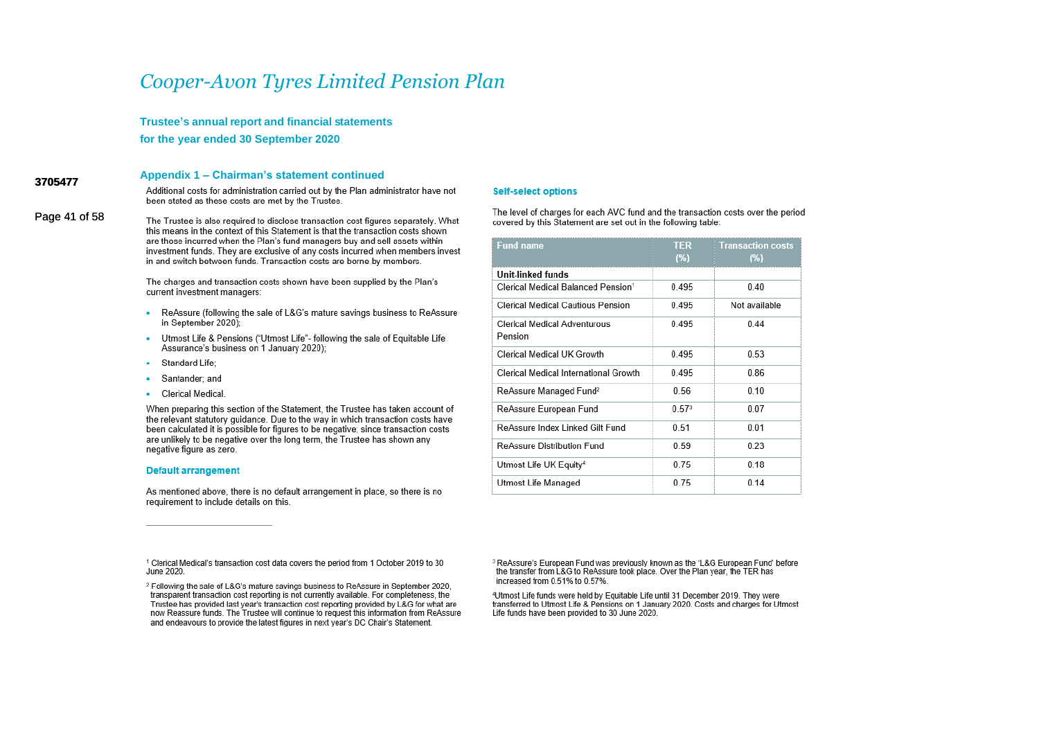## Appendix 1 – Chairman's statement continued

Additional costs for administration carried out by the Plan administrator have not been stated as these costs are met by the Trustee.

The Trustee is also required to disclose transaction cost figures separately. What this means in the context of this Statement is that the transaction costs shown are those incurred when the Plan's fund managers buy and sell assets within investment funds. They are exclusive of any costs incurred when members invest in and switch between funds. Transaction costs are borne by members.

The charges and transaction costs shown have been supplied by the Plan's current investment managers:

- ReAssure (following the sale of L&G's mature savings business to ReAssure in September 2020);
- Utmost Life & Pensions ("Utmost Life"- following the sale of Equitable Life Assurance's business on 1 January 2020);
- Standard Life;
- Santander; and
- Clerical Medical.

When preparing this section of the Statement, the Trustee has taken account of the relevant statutory guidance. Due to the way in which transaction costs have been calculated it is possible for figures to be negative; since transaction costs are unlikely to be negative over the long term, the Trustee has shown any negative figure as zero.

### Default arrangement

As mentioned above, there is no default arrangement in place, so there is no requirement to include details on this.

### Self-select options

The level of charges for each AVC fund and the transaction costs over the period covered by this Statement are set out in the following table:

| Fund name | TER (%) | Transaction costs (%) |
|---|---|---|
| **Unit-linked funds** | | |
| Clerical Medical Balanced Pension[1] | 0.495 | 0.40 |
| Clerical Medical Cautious Pension | 0.495 | Not available |
| Clerical Medical Adventurous Pension | 0.495 | 0.44 |
| Clerical Medical UK Growth | 0.495 | 0.53 |
| Clerical Medical International Growth | 0.495 | 0.86 |
| ReAssure Managed Fund[2] | 0.56 | 0.10 |
| ReAssure European Fund | 0.57[3] | 0.07 |
| ReAssure Index Linked Gilt Fund | 0.51 | 0.01 |
| ReAssure Distribution Fund | 0.59 | 0.23 |
| Utmost Life UK Equity[4] | 0.75 | 0.18 |
| Utmost Life Managed | 0.75 | 0.14 |

---

[1] Clerical Medical's transaction cost data covers the period from 1 October 2019 to 30 June 2020.

[2] Following the sale of L&G's mature savings business to ReAssure in September 2020, transparent transaction cost reporting is not currently available. For completeness, the Trustee has provided last year's transaction cost reporting provided by L&G for what are now Reassure funds. The Trustee will continue to request this information from ReAssure and endeavours to provide the latest figures in next year's DC Chair's Statement.

[3] ReAssure's European Fund was previously known as the 'L&G European Fund' before the transfer from L&G to ReAssure took place. Over the Plan year, the TER has increased from 0.51% to 0.57%.

[4] Utmost Life funds were held by Equitable Life until 31 December 2019. They were transferred to Utmost Life & Pensions on 1 January 2020. Costs and charges for Utmost Life funds have been provided to 30 June 2020.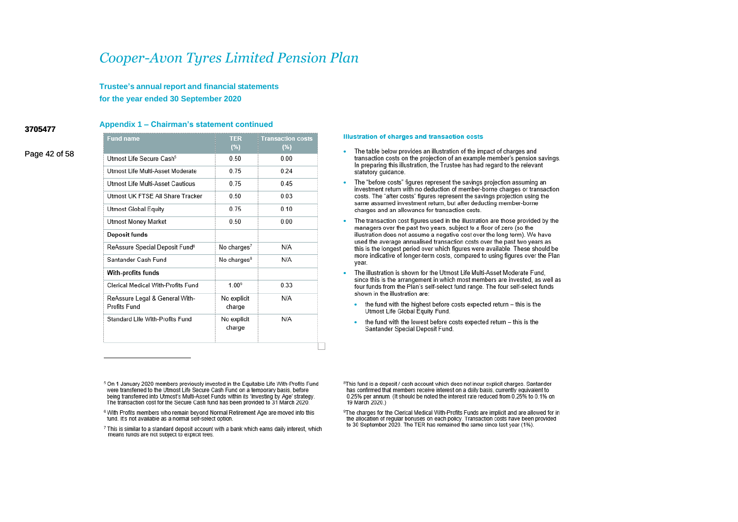## Appendix 1 – Chairman's statement continued

| Fund name | TER (%) | Transaction costs (%) |
|---|---|---|
| Utmost Life Secure Cash[5] | 0.50 | 0.00 |
| Utmost Life Multi-Asset Moderate | 0.75 | 0.24 |
| Utmost Life Multi-Asset Cautious | 0.75 | 0.45 |
| Utmost UK FTSE All Share Tracker | 0.50 | 0.03 |
| Utmost Global Equity | 0.75 | 0.10 |
| Utmost Money Market | 0.50 | 0.00 |
| **Deposit funds** | | |
| ReAssure Special Deposit Fund[6] | No charges[7] | N/A |
| Santander Cash Fund | No charges[8] | N/A |
| **With-profits funds** | | |
| Clerical Medical With-Profits Fund | 1.00[9] | 0.33 |
| ReAssure Legal & General With-Profits Fund | No explicit charge | N/A |
| Standard Life With-Profits Fund | No explicit charge | N/A |

### Illustration of charges and transaction costs

- The table below provides an illustration of the impact of charges and transaction costs on the projection of an example member's pension savings. In preparing this illustration, the Trustee has had regard to the relevant statutory guidance.
- The "before costs" figures represent the savings projection assuming an investment return with no deduction of member-borne charges or transaction costs. The "after costs" figures represent the savings projection using the same assumed investment return, but after deducting member-borne charges and an allowance for transaction costs.
- The transaction cost figures used in the illustration are those provided by the managers over the past two years, subject to a floor of zero (so the illustration does not assume a negative cost over the long term). We have used the average annualised transaction costs over the past two years as this is the longest period over which figures were available. These should be more indicative of longer-term costs, compared to using figures over the Plan year.
- The illustration is shown for the Utmost Life Multi-Asset Moderate Fund, since this is the arrangement in which most members are invested, as well as four funds from the Plan's self-select fund range. The four self-select funds shown in the illustration are:
  - the fund with the highest before costs expected return – this is the Utmost Life Global Equity Fund.
  - the fund with the lowest before costs expected return – this is the Santander Special Deposit Fund.

---

[5] On 1 January 2020 members previously invested in the Equitable Life With-Profits Fund were transferred to the Utmost Life Secure Cash Fund on a temporary basis, before being transferred into Utmost's Multi-Asset Funds within its 'Investing by Age' strategy. The transaction cost for the Secure Cash fund has been provided to 31 March 2020.

[6] With Profits members who remain beyond Normal Retirement Age are moved into this fund. It's not available as a normal self-select option.

[7] This is similar to a standard deposit account with a bank which earns daily interest, which means funds are not subject to explicit fees.

[8] This fund is a deposit / cash account which does not incur explicit charges. Santander has confirmed that members receive interest on a daily basis, currently equivalent to 0.25% per annum. (It should be noted the interest rate reduced from 0.25% to 0.1% on 19 March 2020.)

[9] The charges for the Clerical Medical With-Profits Funds are implicit and are allowed for in the allocation of regular bonuses on each policy. Transaction costs have been provided to 30 September 2020. The TER has remained the same since last year (1%).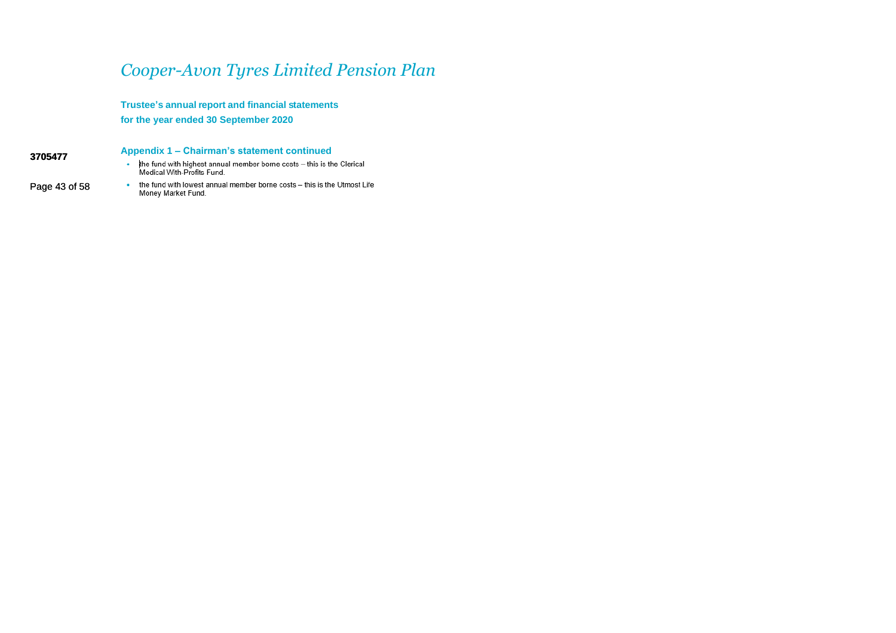## Appendix 1 – Chairman's statement continued

- the fund with highest annual member borne costs – this is the Clerical Medical With-Profits Fund.
- the fund with lowest annual member borne costs – this is the Utmost Life Money Market Fund.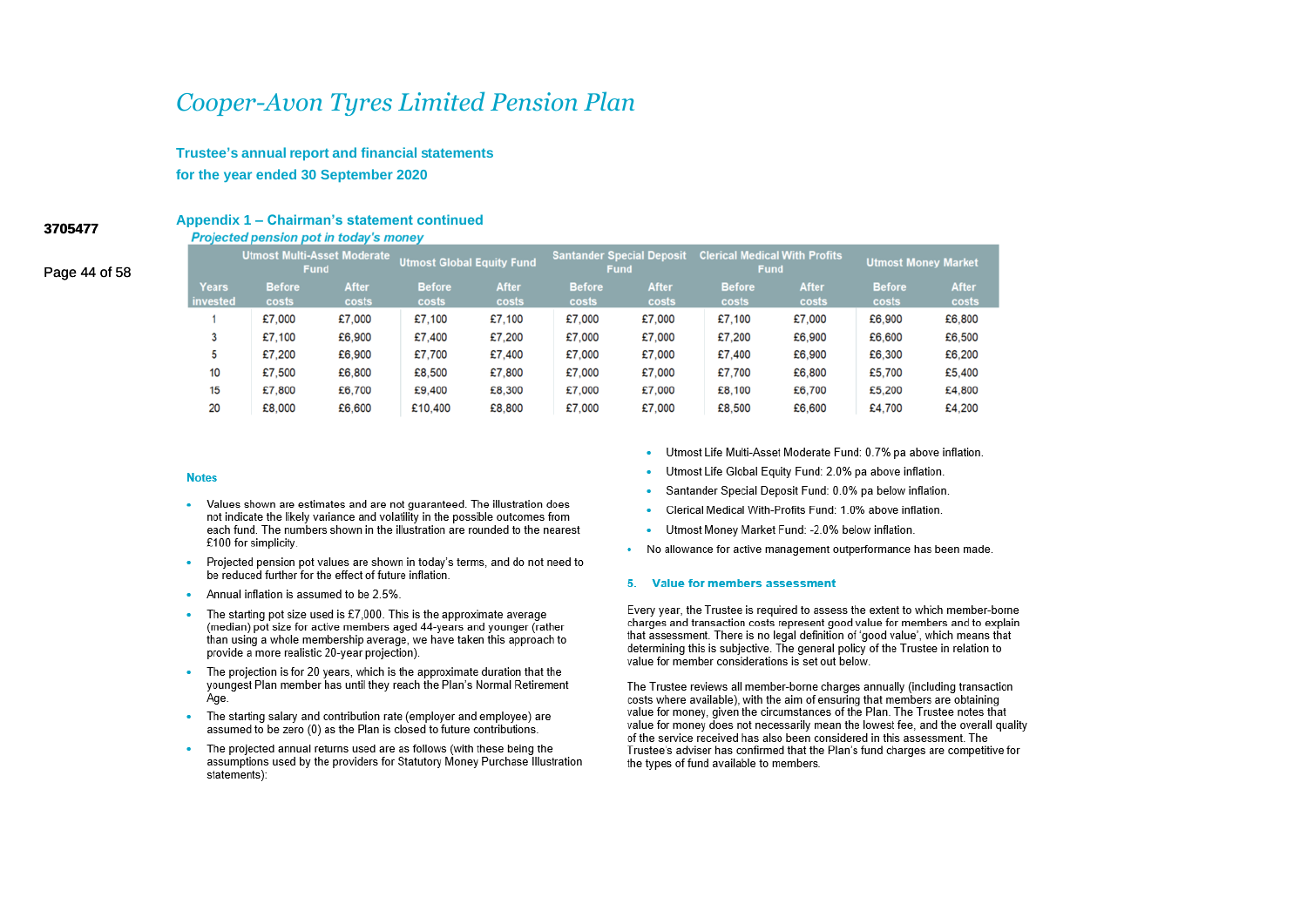### Appendix 1 – Chairman's statement continued

*Projected pension pot in today's money*

| | Utmost Multi-Asset Moderate Fund | | Utmost Global Equity Fund | | Santander Special Deposit Fund | | Clerical Medical With Profits Fund | | Utmost Money Market | |
|---|---|---|---|---|---|---|---|---|---|---|
| Years invested | Before costs | After costs | Before costs | After costs | Before costs | After costs | Before costs | After costs | Before costs | After costs |
| 1 | £7,000 | £7,000 | £7,100 | £7,100 | £7,000 | £7,000 | £7,100 | £7,000 | £6,900 | £6,800 |
| 3 | £7,100 | £6,900 | £7,400 | £7,200 | £7,000 | £7,000 | £7,200 | £6,900 | £6,600 | £6,500 |
| 5 | £7,200 | £6,900 | £7,700 | £7,400 | £7,000 | £7,000 | £7,400 | £6,900 | £6,300 | £6,200 |
| 10 | £7,500 | £6,800 | £8,500 | £7,800 | £7,000 | £7,000 | £7,700 | £6,800 | £5,700 | £5,400 |
| 15 | £7,800 | £6,700 | £9,400 | £8,300 | £7,000 | £7,000 | £8,100 | £6,700 | £5,200 | £4,800 |
| 20 | £8,000 | £6,600 | £10,400 | £8,800 | £7,000 | £7,000 | £8,500 | £6,600 | £4,700 | £4,200 |

#### Notes

- Values shown are estimates and are not guaranteed. The illustration does not indicate the likely variance and volatility in the possible outcomes from each fund. The numbers shown in the illustration are rounded to the nearest £100 for simplicity.
- Projected pension pot values are shown in today's terms, and do not need to be reduced further for the effect of future inflation.
- Annual inflation is assumed to be 2.5%.
- The starting pot size used is £7,000. This is the approximate average (median) pot size for active members aged 44-years and younger (rather than using a whole membership average, we have taken this approach to provide a more realistic 20-year projection).
- The projection is for 20 years, which is the approximate duration that the youngest Plan member has until they reach the Plan's Normal Retirement Age.
- The starting salary and contribution rate (employer and employee) are assumed to be zero (0) as the Plan is closed to future contributions.
- The projected annual returns used are as follows (with these being the assumptions used by the providers for Statutory Money Purchase Illustration statements):
  - Utmost Life Multi-Asset Moderate Fund: 0.7% pa above inflation.
  - Utmost Life Global Equity Fund: 2.0% pa above inflation.
  - Santander Special Deposit Fund: 0.0% pa below inflation.
  - Clerical Medical With-Profits Fund: 1.0% above inflation.
  - Utmost Money Market Fund: -2.0% below inflation.
- No allowance for active management outperformance has been made.

#### 5. Value for members assessment

Every year, the Trustee is required to assess the extent to which member-borne charges and transaction costs represent good value for members and to explain that assessment. There is no legal definition of 'good value', which means that determining this is subjective. The general policy of the Trustee in relation to value for member considerations is set out below.

The Trustee reviews all member-borne charges annually (including transaction costs where available), with the aim of ensuring that members are obtaining value for money, given the circumstances of the Plan. The Trustee notes that value for money does not necessarily mean the lowest fee, and the overall quality of the service received has also been considered in this assessment. The Trustee's adviser has confirmed that the Plan's fund charges are competitive for the types of fund available to members.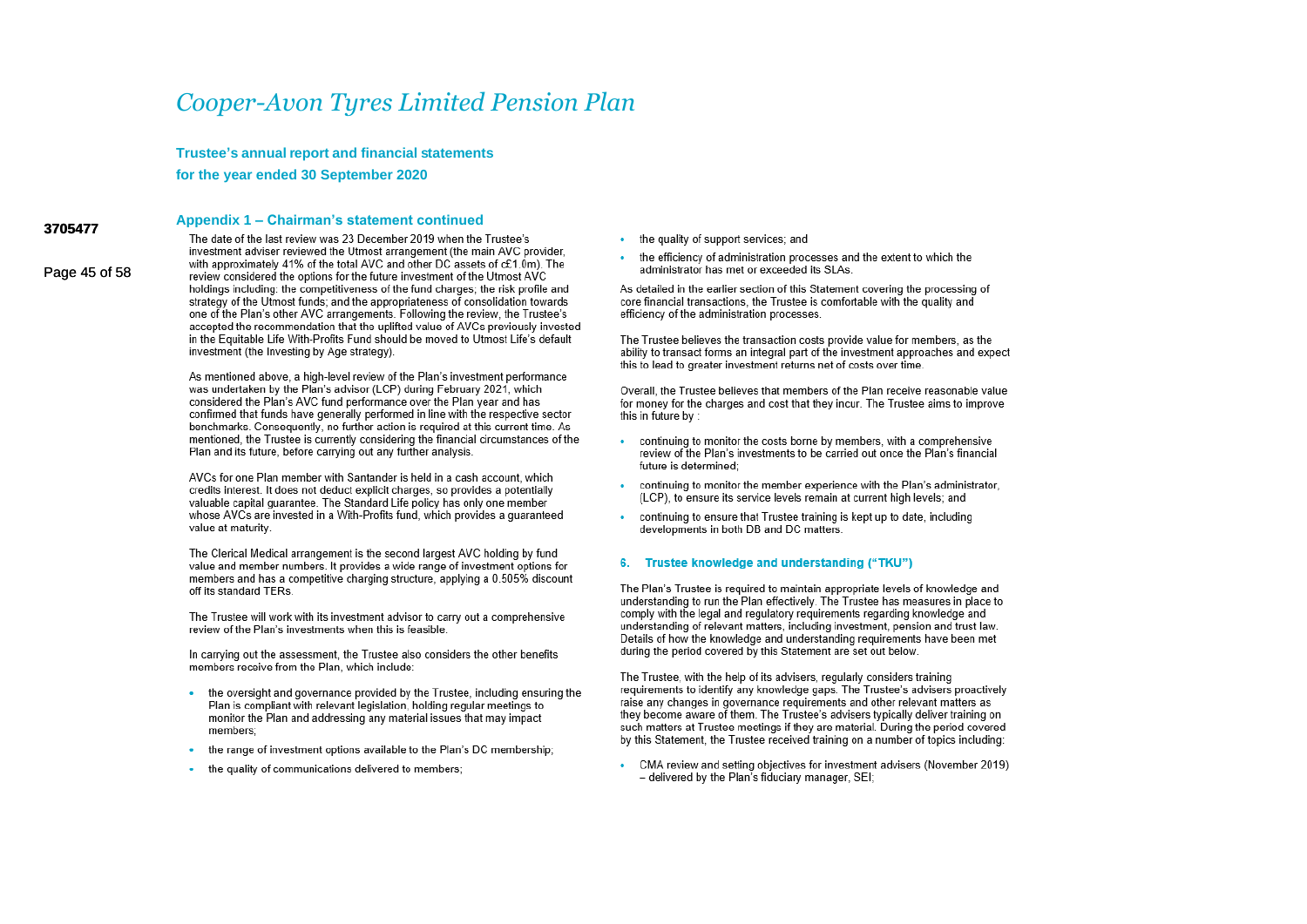## Appendix 1 – Chairman's statement continued

The date of the last review was 23 December 2019 when the Trustee's investment adviser reviewed the Utmost arrangement (the main AVC provider, with approximately 41% of the total AVC and other DC assets of c£1.0m). The review considered the options for the future investment of the Utmost AVC holdings including: the competitiveness of the fund charges; the risk profile and strategy of the Utmost funds; and the appropriateness of consolidation towards one of the Plan's other AVC arrangements. Following the review, the Trustee's accepted the recommendation that the uplifted value of AVCs previously invested in the Equitable Life With-Profits Fund should be moved to Utmost Life's default investment (the Investing by Age strategy).

As mentioned above, a high-level review of the Plan's investment performance was undertaken by the Plan's advisor (LCP) during February 2021, which considered the Plan's AVC fund performance over the Plan year and has confirmed that funds have generally performed in line with the respective sector benchmarks. Consequently, no further action is required at this current time. As mentioned, the Trustee is currently considering the financial circumstances of the Plan and its future, before carrying out any further analysis.

AVCs for one Plan member with Santander is held in a cash account, which credits interest. It does not deduct explicit charges, so provides a potentially valuable capital guarantee. The Standard Life policy has only one member whose AVCs are invested in a With-Profits fund, which provides a guaranteed value at maturity.

The Clerical Medical arrangement is the second largest AVC holding by fund value and member numbers. It provides a wide range of investment options for members and has a competitive charging structure, applying a 0.505% discount off its standard TERs.

The Trustee will work with its investment advisor to carry out a comprehensive review of the Plan's investments when this is feasible.

In carrying out the assessment, the Trustee also considers the other benefits members receive from the Plan, which include:

- the oversight and governance provided by the Trustee, including ensuring the Plan is compliant with relevant legislation, holding regular meetings to monitor the Plan and addressing any material issues that may impact members;
- the range of investment options available to the Plan's DC membership;
- the quality of communications delivered to members;
- the quality of support services; and
- the efficiency of administration processes and the extent to which the administrator has met or exceeded its SLAs.

As detailed in the earlier section of this Statement covering the processing of core financial transactions, the Trustee is comfortable with the quality and efficiency of the administration processes.

The Trustee believes the transaction costs provide value for members, as the ability to transact forms an integral part of the investment approaches and expect this to lead to greater investment returns net of costs over time.

Overall, the Trustee believes that members of the Plan receive reasonable value for money for the charges and cost that they incur. The Trustee aims to improve this in future by :

- continuing to monitor the costs borne by members, with a comprehensive review of the Plan's investments to be carried out once the Plan's financial future is determined;
- continuing to monitor the member experience with the Plan's administrator, (LCP), to ensure its service levels remain at current high levels; and
- continuing to ensure that Trustee training is kept up to date, including developments in both DB and DC matters.

### 6. Trustee knowledge and understanding ("TKU")

The Plan's Trustee is required to maintain appropriate levels of knowledge and understanding to run the Plan effectively. The Trustee has measures in place to comply with the legal and regulatory requirements regarding knowledge and understanding of relevant matters, including investment, pension and trust law. Details of how the knowledge and understanding requirements have been met during the period covered by this Statement are set out below.

The Trustee, with the help of its advisers, regularly considers training requirements to identify any knowledge gaps. The Trustee's advisers proactively raise any changes in governance requirements and other relevant matters as they become aware of them. The Trustee's advisers typically deliver training on such matters at Trustee meetings if they are material. During the period covered by this Statement, the Trustee received training on a number of topics including:

- CMA review and setting objectives for investment advisers (November 2019) – delivered by the Plan's fiduciary manager, SEI;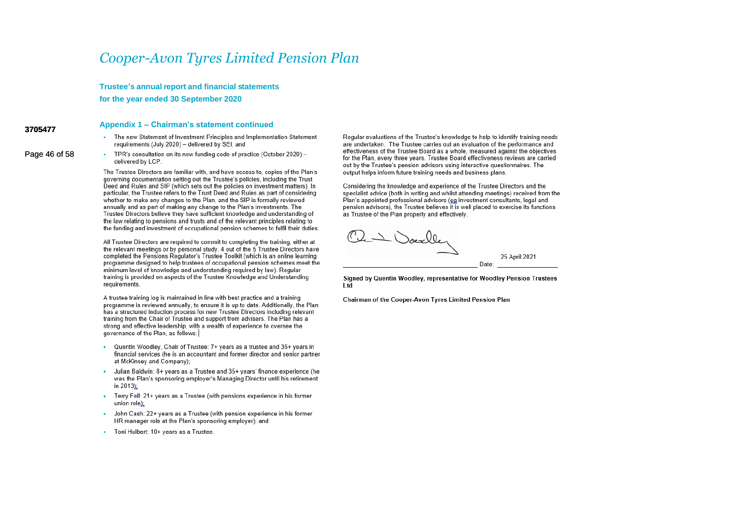# Cooper-Avon Tyres Limited Pension Plan

**Trustee's annual report and financial statements for the year ended 30 September 2020**

## Appendix 1 – Chairman's statement continued

- The new Statement of Investment Principles and Implementation Statement requirements (July 2020) – delivered by SEI; and
- TPR's consultation on its new funding code of practice (October 2020) – delivered by LCP.

The Trustee Directors are familiar with, and have access to, copies of the Plan's governing documentation setting out the Trustee's policies, including the Trust Deed and Rules and SIP (which sets out the policies on investment matters). In particular, the Trustee refers to the Trust Deed and Rules as part of considering whether to make any changes to the Plan, and the SIP is formally reviewed annually and as part of making any change to the Plan's investments. The Trustee Directors believe they have sufficient knowledge and understanding of the law relating to pensions and trusts and of the relevant principles relating to the funding and investment of occupational pension schemes to fulfil their duties.

All Trustee Directors are required to commit to completing the training, either at the relevant meetings or by personal study. 4 out of the 5 Trustee Directors have completed the Pensions Regulator's Trustee Toolkit (which is an online learning programme designed to help trustees of occupational pension schemes meet the minimum level of knowledge and understanding required by law). Regular training is provided on aspects of the Trustee Knowledge and Understanding requirements.

A trustee training log is maintained in line with best practice and a training programme is reviewed annually, to ensure it is up to date. Additionally, the Plan has a structured induction process for new Trustee Directors including relevant training from the Chair of Trustee and support from advisers. The Plan has a strong and effective leadership, with a wealth of experience to oversee the governance of the Plan, as follows:

- Quentin Woodley, Chair of Trustee: 7+ years as a trustee and 35+ years in financial services (he is an accountant and former director and senior partner at McKinsey and Company);
- Julian Baldwin: 8+ years as a Trustee and 35+ years' finance experience (he was the Plan's sponsoring employer's Managing Director until his retirement in 2013);
- Terry Fell: 21+ years as a Trustee (with pensions experience in his former union role);
- John Cash: 22+ years as a Trustee (with pension experience in his former HR manager role at the Plan's sponsoring employer); and
- Toni Hulbert: 10+ years as a Trustee.

Regular evaluations of the Trustee's knowledge to help to identify training needs are undertaken. The Trustee carries out an evaluation of the performance and effectiveness of the Trustee Board as a whole, measured against the objectives for the Plan, every three years. Trustee Board effectiveness reviews are carried out by the Trustee's pension advisors using interactive questionnaires. The output helps inform future training needs and business plans.

Considering the knowledge and experience of the Trustee Directors and the specialist advice (both in writing and whilst attending meetings) received from the Plan's appointed professional advisors (eg investment consultants, legal and pension advisors), the Trustee believes it is well placed to exercise its functions as Trustee of the Plan properly and effectively.

Date: 25 April 2021

**Signed by Quentin Woodley, representative for Woodley Pension Trustees Ltd**

**Chairman of the Cooper-Avon Tyres Limited Pension Plan**